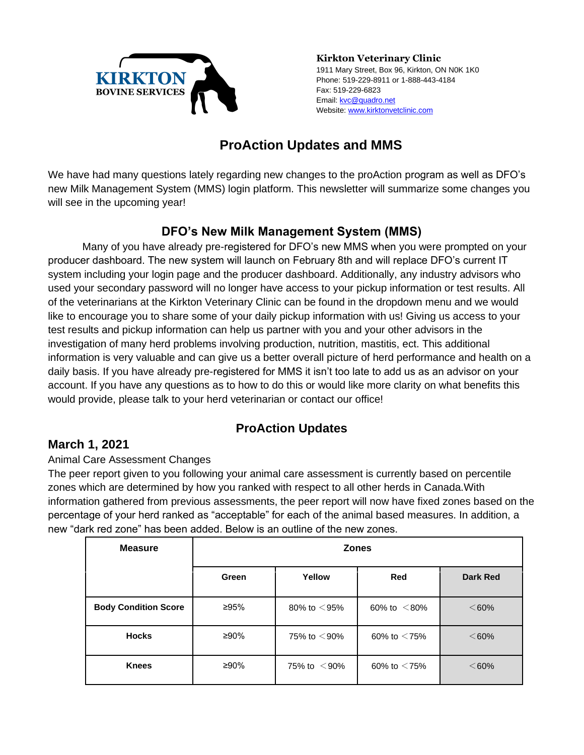KIRKTON BOVINE SERVICES

**Kirkton Veterinary Clinic**
1911 Mary Street, Box 96, Kirkton, ON N0K 1K0
Phone: 519-229-8911 or 1-888-443-4184
Fax: 519-229-6823
Email: kvc@quadro.net
Website: www.kirktonvetclinic.com

# ProAction Updates and MMS

We have had many questions lately regarding new changes to the proAction program as well as DFO's new Milk Management System (MMS) login platform. This newsletter will summarize some changes you will see in the upcoming year!

## DFO's New Milk Management System (MMS)

Many of you have already pre-registered for DFO's new MMS when you were prompted on your producer dashboard. The new system will launch on February 8th and will replace DFO's current IT system including your login page and the producer dashboard. Additionally, any industry advisors who used your secondary password will no longer have access to your pickup information or test results. All of the veterinarians at the Kirkton Veterinary Clinic can be found in the dropdown menu and we would like to encourage you to share some of your daily pickup information with us! Giving us access to your test results and pickup information can help us partner with you and your other advisors in the investigation of many herd problems involving production, nutrition, mastitis, ect. This additional information is very valuable and can give us a better overall picture of herd performance and health on a daily basis. If you have already pre-registered for MMS it isn't too late to add us as an advisor on your account. If you have any questions as to how to do this or would like more clarity on what benefits this would provide, please talk to your herd veterinarian or contact our office!

## ProAction Updates

### March 1, 2021

Animal Care Assessment Changes

The peer report given to you following your animal care assessment is currently based on percentile zones which are determined by how you ranked with respect to all other herds in Canada.With information gathered from previous assessments, the peer report will now have fixed zones based on the percentage of your herd ranked as "acceptable" for each of the animal based measures. In addition, a new "dark red zone" has been added. Below is an outline of the new zones.

| Measure | Zones | | | |
|---|---|---|---|---|
| | Green | Yellow | Red | Dark Red |
| Body Condition Score | ≥95% | 80% to <95% | 60% to <80% | <60% |
| Hocks | ≥90% | 75% to <90% | 60% to <75% | <60% |
| Knees | ≥90% | 75% to <90% | 60% to <75% | <60% |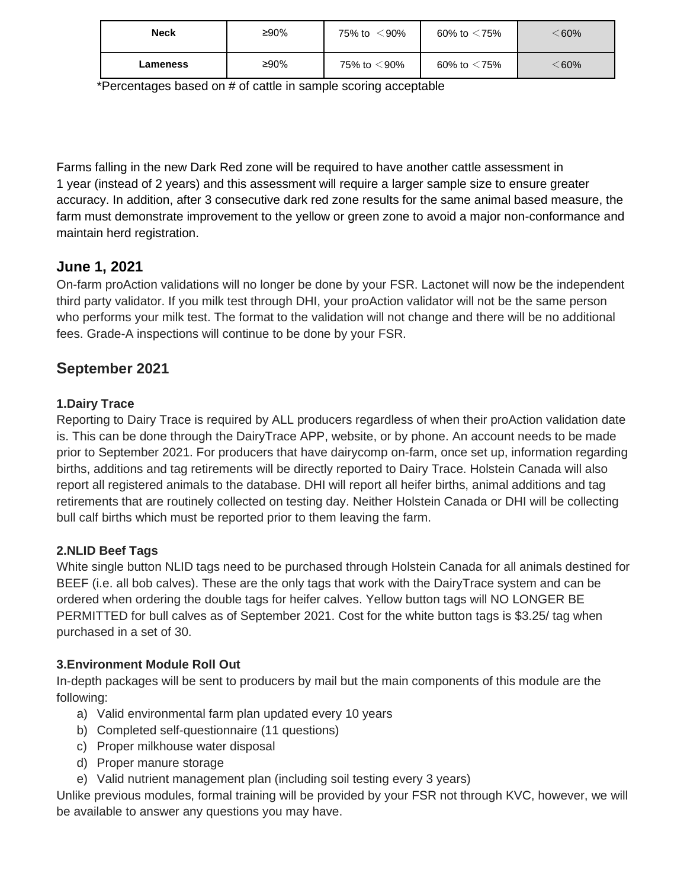| Neck | ≥90% | 75% to <90% | 60% to <75% | <60% |
|---|---|---|---|---|
| Lameness | ≥90% | 75% to <90% | 60% to <75% | <60% |

*Percentages based on # of cattle in sample scoring acceptable

Farms falling in the new Dark Red zone will be required to have another cattle assessment in 1 year (instead of 2 years) and this assessment will require a larger sample size to ensure greater accuracy. In addition, after 3 consecutive dark red zone results for the same animal based measure, the farm must demonstrate improvement to the yellow or green zone to avoid a major non-conformance and maintain herd registration.

## June 1, 2021

On-farm proAction validations will no longer be done by your FSR. Lactonet will now be the independent third party validator. If you milk test through DHI, your proAction validator will not be the same person who performs your milk test. The format to the validation will not change and there will be no additional fees. Grade-A inspections will continue to be done by your FSR.

## September 2021

### 1.Dairy Trace

Reporting to Dairy Trace is required by ALL producers regardless of when their proAction validation date is. This can be done through the DairyTrace APP, website, or by phone. An account needs to be made prior to September 2021. For producers that have dairycomp on-farm, once set up, information regarding births, additions and tag retirements will be directly reported to Dairy Trace. Holstein Canada will also report all registered animals to the database. DHI will report all heifer births, animal additions and tag retirements that are routinely collected on testing day. Neither Holstein Canada or DHI will be collecting bull calf births which must be reported prior to them leaving the farm.

### 2.NLID Beef Tags

White single button NLID tags need to be purchased through Holstein Canada for all animals destined for BEEF (i.e. all bob calves). These are the only tags that work with the DairyTrace system and can be ordered when ordering the double tags for heifer calves. Yellow button tags will NO LONGER BE PERMITTED for bull calves as of September 2021. Cost for the white button tags is $3.25/ tag when purchased in a set of 30.

### 3.Environment Module Roll Out

In-depth packages will be sent to producers by mail but the main components of this module are the following:

a) Valid environmental farm plan updated every 10 years
b) Completed self-questionnaire (11 questions)
c) Proper milkhouse water disposal
d) Proper manure storage
e) Valid nutrient management plan (including soil testing every 3 years)

Unlike previous modules, formal training will be provided by your FSR not through KVC, however, we will be available to answer any questions you may have.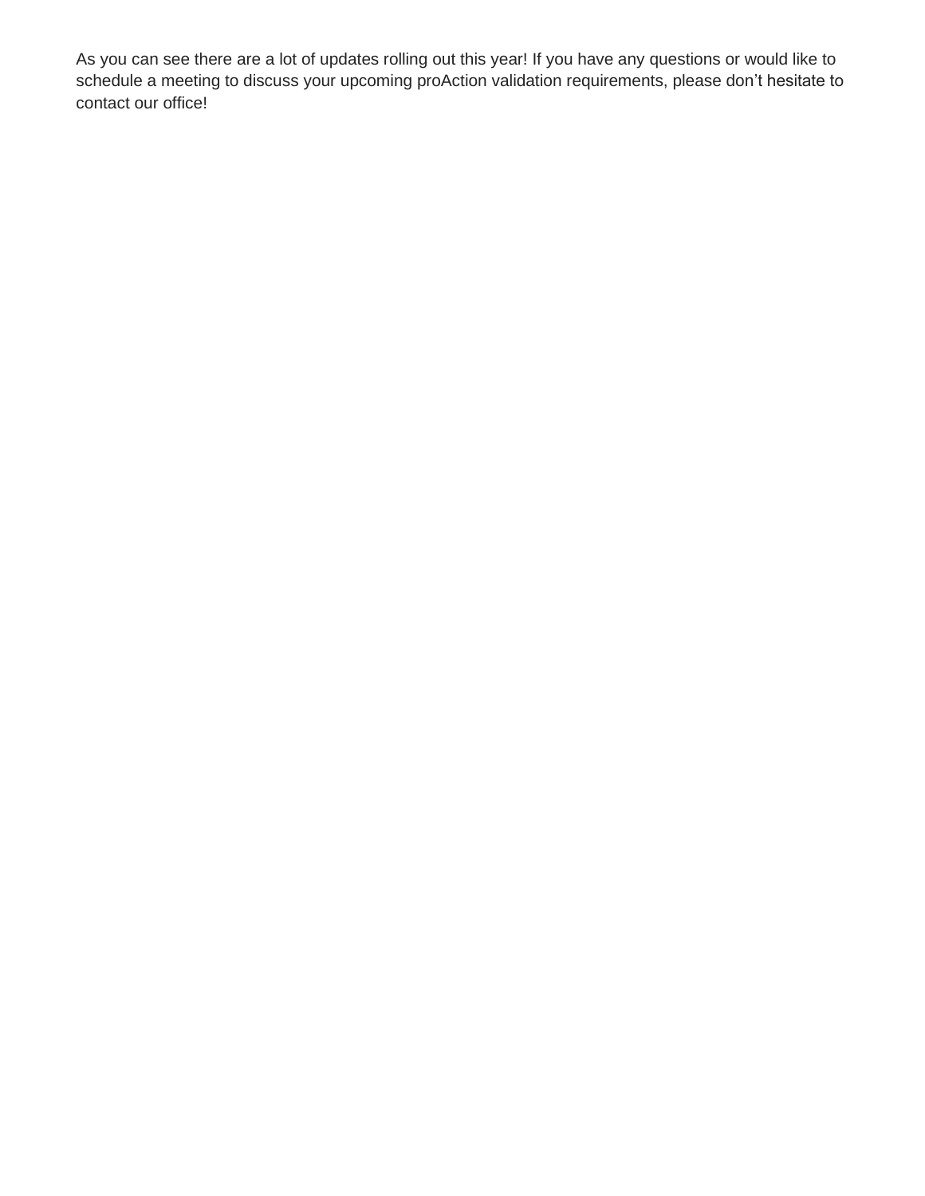As you can see there are a lot of updates rolling out this year! If you have any questions or would like to schedule a meeting to discuss your upcoming proAction validation requirements, please don’t hesitate to contact our office!